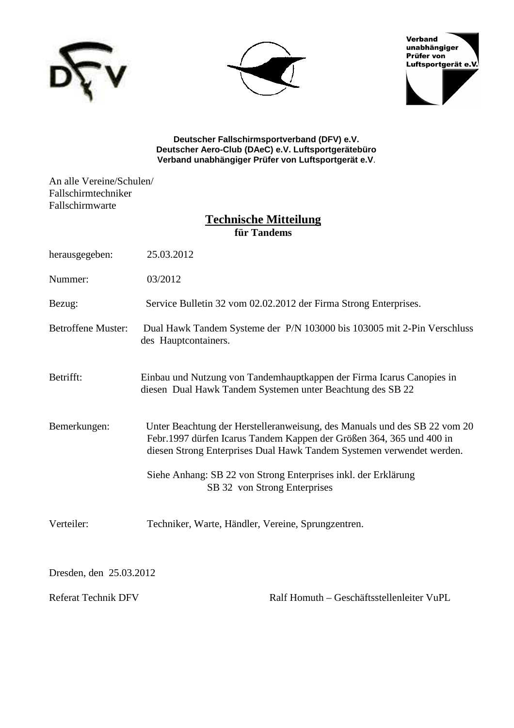Verband unabhängiger Prüfer von Luftsportgerät e.V.

**Deutscher Fallschirmsportverband (DFV) e.V.**
**Deutscher Aero-Club (DAeC) e.V. Luftsportgerätebüro**
**Verband unabhängiger Prüfer von Luftsportgerät e.V**.

An alle Vereine/Schulen/
Fallschirmtechniker
Fallschirmwarte

# Technische Mitteilung
## für Tandems

herausgegeben: 25.03.2012

Nummer: 03/2012

Bezug: Service Bulletin 32 vom 02.02.2012 der Firma Strong Enterprises.

Betroffene Muster: Dual Hawk Tandem Systeme der P/N 103000 bis 103005 mit 2-Pin Verschluss des Hauptcontainers.

Betrifft: Einbau und Nutzung von Tandemhauptkappen der Firma Icarus Canopies in diesen Dual Hawk Tandem Systemen unter Beachtung des SB 22

Bemerkungen: Unter Beachtung der Herstelleranweisung, des Manuals und des SB 22 vom 20 Febr.1997 dürfen Icarus Tandem Kappen der Größen 364, 365 und 400 in diesen Strong Enterprises Dual Hawk Tandem Systemen verwendet werden.

Siehe Anhang: SB 22 von Strong Enterprises inkl. der Erklärung
SB 32 von Strong Enterprises

Verteiler: Techniker, Warte, Händler, Vereine, Sprungzentren.

Dresden, den 25.03.2012

Referat Technik DFV — Ralf Homuth – Geschäftsstellenleiter VuPL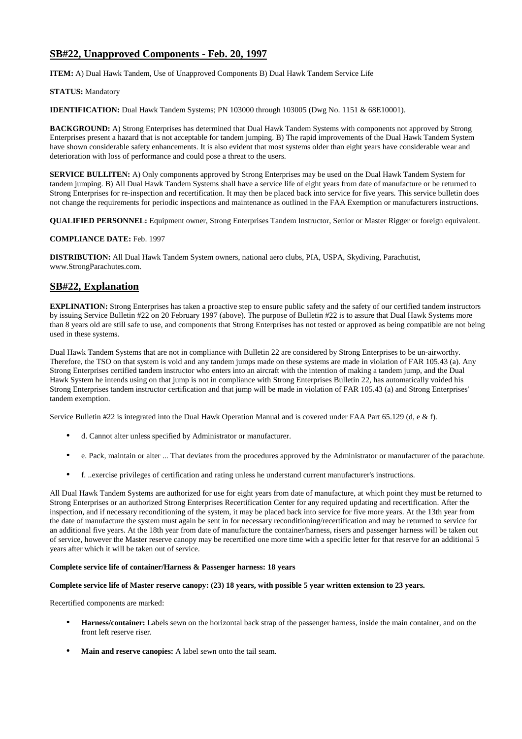## SB#22, Unapproved Components - Feb. 20, 1997

**ITEM:** A) Dual Hawk Tandem, Use of Unapproved Components B) Dual Hawk Tandem Service Life

**STATUS:** Mandatory

**IDENTIFICATION:** Dual Hawk Tandem Systems; PN 103000 through 103005 (Dwg No. 1151 & 68E10001).

**BACKGROUND:** A) Strong Enterprises has determined that Dual Hawk Tandem Systems with components not approved by Strong Enterprises present a hazard that is not acceptable for tandem jumping. B) The rapid improvements of the Dual Hawk Tandem System have shown considerable safety enhancements. It is also evident that most systems older than eight years have considerable wear and deterioration with loss of performance and could pose a threat to the users.

**SERVICE BULLITEN:** A) Only components approved by Strong Enterprises may be used on the Dual Hawk Tandem System for tandem jumping. B) All Dual Hawk Tandem Systems shall have a service life of eight years from date of manufacture or be returned to Strong Enterprises for re-inspection and recertification. It may then be placed back into service for five years. This service bulletin does not change the requirements for periodic inspections and maintenance as outlined in the FAA Exemption or manufacturers instructions.

**QUALIFIED PERSONNEL:** Equipment owner, Strong Enterprises Tandem Instructor, Senior or Master Rigger or foreign equivalent.

**COMPLIANCE DATE:** Feb. 1997

**DISTRIBUTION:** All Dual Hawk Tandem System owners, national aero clubs, PIA, USPA, Skydiving, Parachutist, www.StrongParachutes.com.

## SB#22, Explanation

**EXPLINATION:** Strong Enterprises has taken a proactive step to ensure public safety and the safety of our certified tandem instructors by issuing Service Bulletin #22 on 20 February 1997 (above). The purpose of Bulletin #22 is to assure that Dual Hawk Systems more than 8 years old are still safe to use, and components that Strong Enterprises has not tested or approved as being compatible are not being used in these systems.

Dual Hawk Tandem Systems that are not in compliance with Bulletin 22 are considered by Strong Enterprises to be un-airworthy. Therefore, the TSO on that system is void and any tandem jumps made on these systems are made in violation of FAR 105.43 (a). Any Strong Enterprises certified tandem instructor who enters into an aircraft with the intention of making a tandem jump, and the Dual Hawk System he intends using on that jump is not in compliance with Strong Enterprises Bulletin 22, has automatically voided his Strong Enterprises tandem instructor certification and that jump will be made in violation of FAR 105.43 (a) and Strong Enterprises' tandem exemption.

Service Bulletin #22 is integrated into the Dual Hawk Operation Manual and is covered under FAA Part 65.129 (d, e & f).

- d. Cannot alter unless specified by Administrator or manufacturer.
- e. Pack, maintain or alter ... That deviates from the procedures approved by the Administrator or manufacturer of the parachute.
- f. ..exercise privileges of certification and rating unless he understand current manufacturer's instructions.

All Dual Hawk Tandem Systems are authorized for use for eight years from date of manufacture, at which point they must be returned to Strong Enterprises or an authorized Strong Enterprises Recertification Center for any required updating and recertification. After the inspection, and if necessary reconditioning of the system, it may be placed back into service for five more years. At the 13th year from the date of manufacture the system must again be sent in for necessary reconditioning/recertification and may be returned to service for an additional five years. At the 18th year from date of manufacture the container/harness, risers and passenger harness will be taken out of service, however the Master reserve canopy may be recertified one more time with a specific letter for that reserve for an additional 5 years after which it will be taken out of service.

**Complete service life of container/Harness & Passenger harness: 18 years**

**Complete service life of Master reserve canopy: (23) 18 years, with possible 5 year written extension to 23 years.**

Recertified components are marked:

- **Harness/container:** Labels sewn on the horizontal back strap of the passenger harness, inside the main container, and on the front left reserve riser.
- **Main and reserve canopies:** A label sewn onto the tail seam.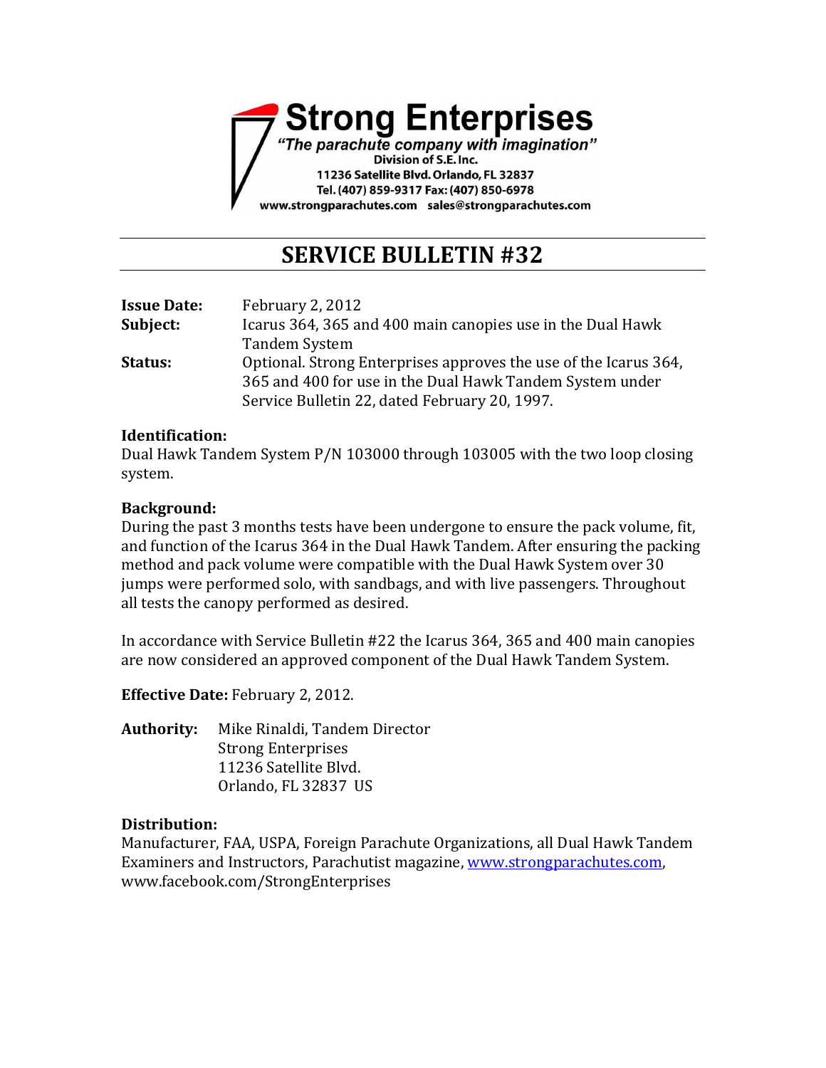**Strong Enterprises**

*"The parachute company with imagination"*

Division of S.E. Inc.

11236 Satellite Blvd. Orlando, FL 32837

Tel. (407) 859-9317 Fax: (407) 850-6978

www.strongparachutes.com sales@strongparachutes.com

# SERVICE BULLETIN #32

**Issue Date:** February 2, 2012

**Subject:** Icarus 364, 365 and 400 main canopies use in the Dual Hawk Tandem System

**Status:** Optional. Strong Enterprises approves the use of the Icarus 364, 365 and 400 for use in the Dual Hawk Tandem System under Service Bulletin 22, dated February 20, 1997.

**Identification:**
Dual Hawk Tandem System P/N 103000 through 103005 with the two loop closing system.

**Background:**
During the past 3 months tests have been undergone to ensure the pack volume, fit, and function of the Icarus 364 in the Dual Hawk Tandem. After ensuring the packing method and pack volume were compatible with the Dual Hawk System over 30 jumps were performed solo, with sandbags, and with live passengers. Throughout all tests the canopy performed as desired.

In accordance with Service Bulletin #22 the Icarus 364, 365 and 400 main canopies are now considered an approved component of the Dual Hawk Tandem System.

**Effective Date:** February 2, 2012.

**Authority:** Mike Rinaldi, Tandem Director
Strong Enterprises
11236 Satellite Blvd.
Orlando, FL 32837 US

**Distribution:**
Manufacturer, FAA, USPA, Foreign Parachute Organizations, all Dual Hawk Tandem Examiners and Instructors, Parachutist magazine, www.strongparachutes.com, www.facebook.com/StrongEnterprises